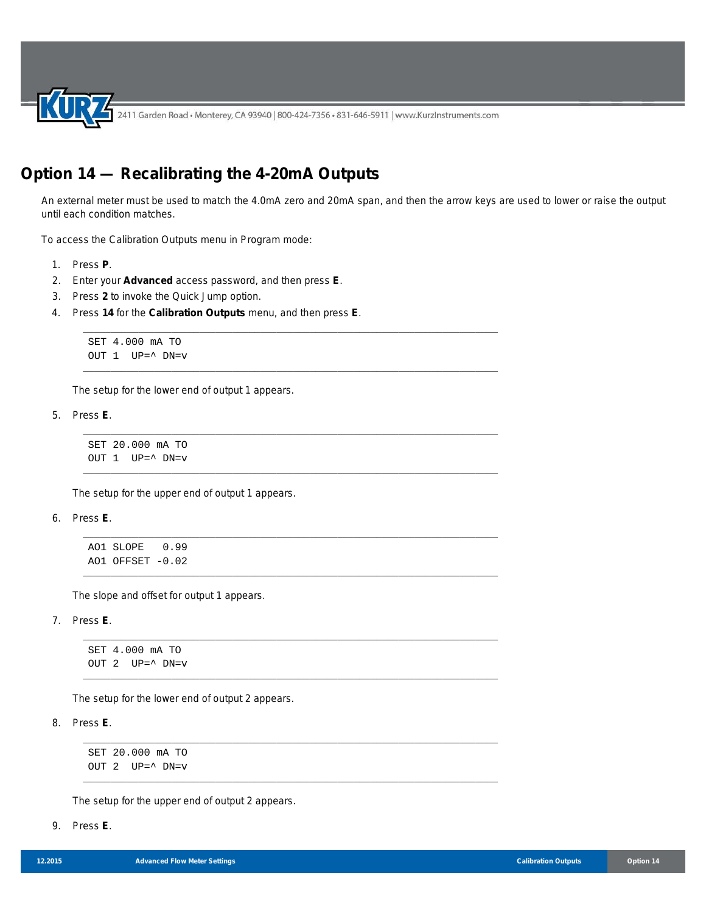# Option 14 — Recalibrating the 4-20mA Outputs

An external meter must be used to match the 4.0mA zero and 20mA span, and then the arrow keys are used to lower or raise the output until each condition matches.

To access the Calibration Outputs menu in Program mode:

1. Press **P**.
2. Enter your **Advanced** access password, and then press **E**.
3. Press **2** to invoke the Quick Jump option.
4. Press **14** for the **Calibration Outputs** menu, and then press **E**.

   ```
   SET 4.000 mA TO
   OUT 1  UP=^ DN=v
   ```

   The setup for the lower end of output 1 appears.

5. Press **E**.

   ```
   SET 20.000 mA TO
   OUT 1  UP=^ DN=v
   ```

   The setup for the upper end of output 1 appears.

6. Press **E**.

   ```
   AO1 SLOPE   0.99
   AO1 OFFSET -0.02
   ```

   The slope and offset for output 1 appears.

7. Press **E**.

   ```
   SET 4.000 mA TO
   OUT 2  UP=^ DN=v
   ```

   The setup for the lower end of output 2 appears.

8. Press **E**.

   ```
   SET 20.000 mA TO
   OUT 2  UP=^ DN=v
   ```

   The setup for the upper end of output 2 appears.

9. Press **E**.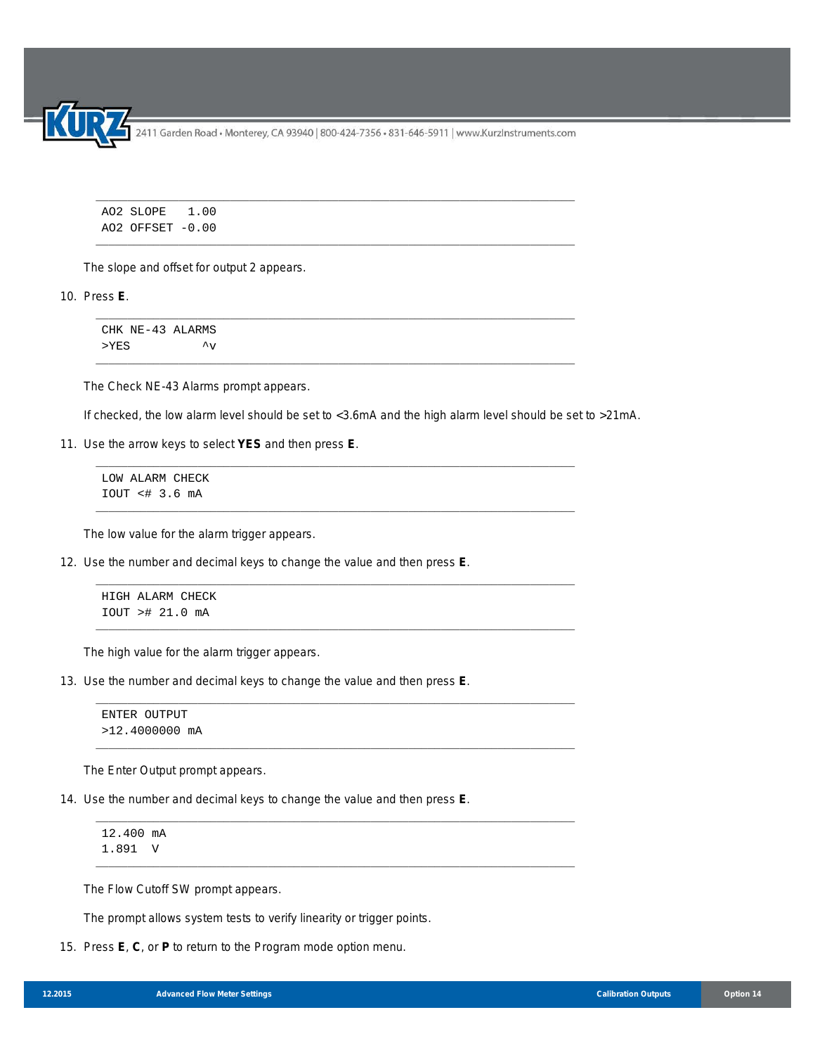```
AO2 SLOPE   1.00
AO2 OFFSET -0.00
```

The slope and offset for output 2 appears.

10. Press **E**.

```
CHK NE-43 ALARMS
>YES          ^v
```

The Check NE-43 Alarms prompt appears.

If checked, the low alarm level should be set to <3.6mA and the high alarm level should be set to >21mA.

11. Use the arrow keys to select **YES** and then press **E**.

```
LOW ALARM CHECK
IOUT <# 3.6 mA
```

The low value for the alarm trigger appears.

12. Use the number and decimal keys to change the value and then press **E**.

```
HIGH ALARM CHECK
IOUT ># 21.0 mA
```

The high value for the alarm trigger appears.

13. Use the number and decimal keys to change the value and then press **E**.

```
ENTER OUTPUT
>12.4000000 mA
```

The Enter Output prompt appears.

14. Use the number and decimal keys to change the value and then press **E**.

```
12.400 mA
1.891  V
```

The Flow Cutoff SW prompt appears.

The prompt allows system tests to verify linearity or trigger points.

15. Press **E**, **C**, or **P** to return to the Program mode option menu.